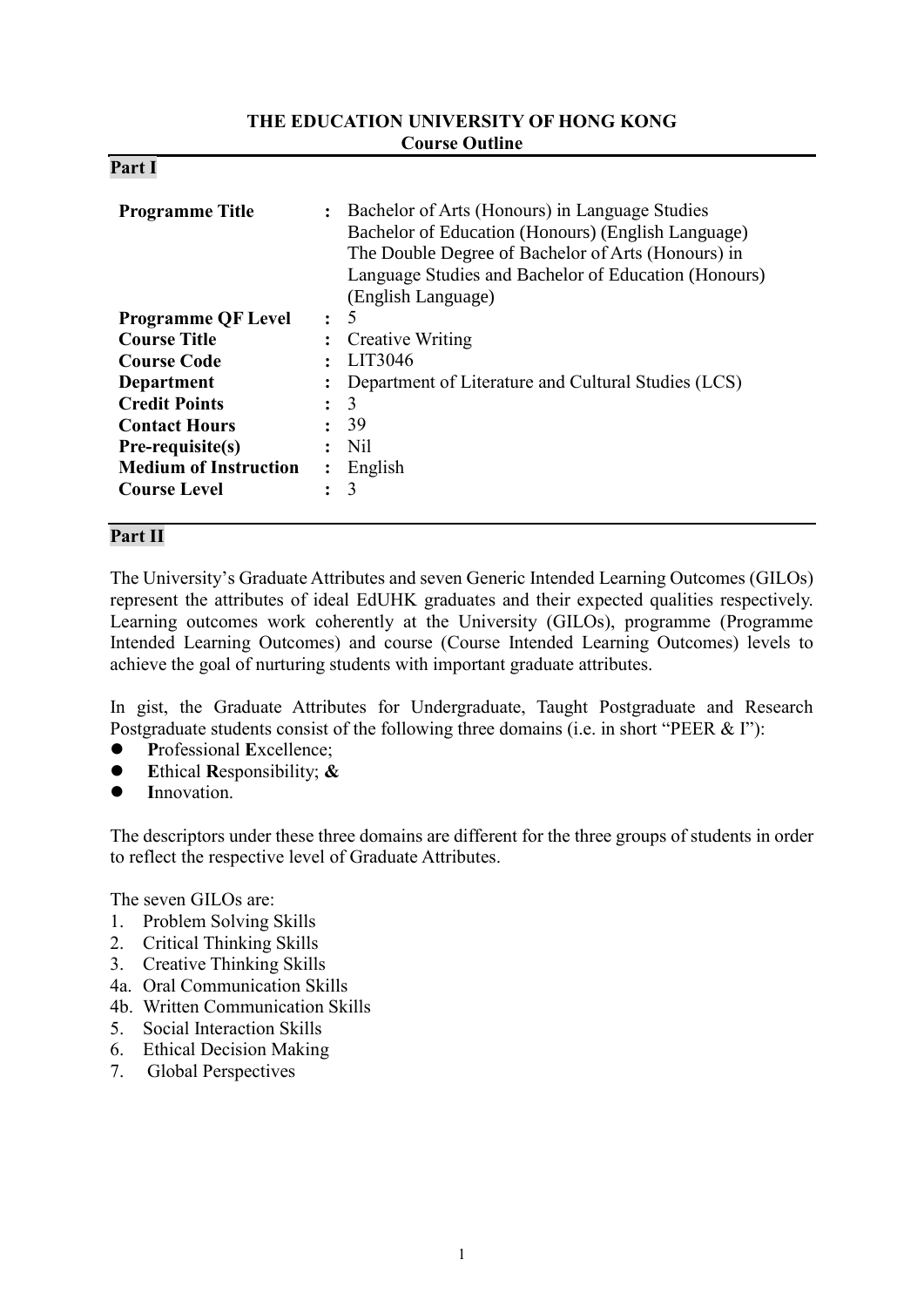**THE EDUCATION UNIVERSITY OF HONG KONG**
**Course Outline**

## Part I

| | | |
|---|---|---|
| **Programme Title** | : | Bachelor of Arts (Honours) in Language Studies<br>Bachelor of Education (Honours) (English Language)<br>The Double Degree of Bachelor of Arts (Honours) in Language Studies and Bachelor of Education (Honours) (English Language) |
| **Programme QF Level** | : | 5 |
| **Course Title** | : | Creative Writing |
| **Course Code** | : | LIT3046 |
| **Department** | : | Department of Literature and Cultural Studies (LCS) |
| **Credit Points** | : | 3 |
| **Contact Hours** | : | 39 |
| **Pre-requisite(s)** | : | Nil |
| **Medium of Instruction** | : | English |
| **Course Level** | : | 3 |

## Part II

The University's Graduate Attributes and seven Generic Intended Learning Outcomes (GILOs) represent the attributes of ideal EdUHK graduates and their expected qualities respectively. Learning outcomes work coherently at the University (GILOs), programme (Programme Intended Learning Outcomes) and course (Course Intended Learning Outcomes) levels to achieve the goal of nurturing students with important graduate attributes.

In gist, the Graduate Attributes for Undergraduate, Taught Postgraduate and Research Postgraduate students consist of the following three domains (i.e. in short "PEER & I"):

- **P**rofessional **E**xcellence;
- **E**thical **R**esponsibility; **&**
- **I**nnovation.

The descriptors under these three domains are different for the three groups of students in order to reflect the respective level of Graduate Attributes.

The seven GILOs are:

1. Problem Solving Skills
2. Critical Thinking Skills
3. Creative Thinking Skills

4a. Oral Communication Skills
4b. Written Communication Skills

5. Social Interaction Skills
6. Ethical Decision Making
7. Global Perspectives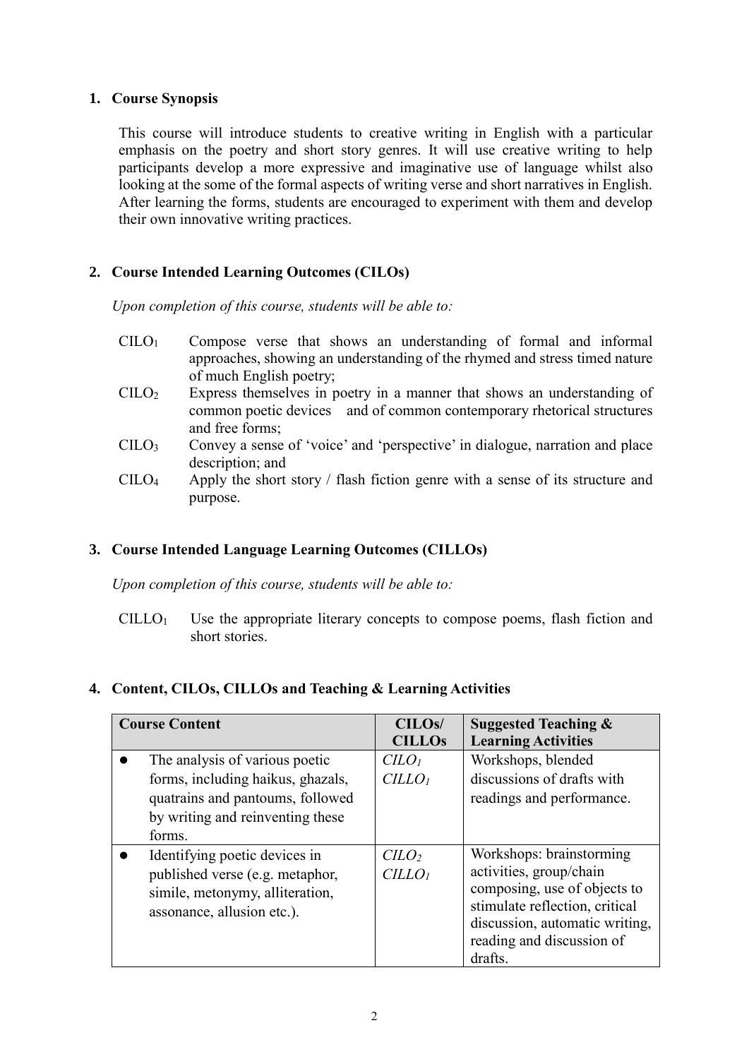## 1. Course Synopsis

This course will introduce students to creative writing in English with a particular emphasis on the poetry and short story genres. It will use creative writing to help participants develop a more expressive and imaginative use of language whilst also looking at the some of the formal aspects of writing verse and short narratives in English. After learning the forms, students are encouraged to experiment with them and develop their own innovative writing practices.

## 2. Course Intended Learning Outcomes (CILOs)

*Upon completion of this course, students will be able to:*

- $CILO_1$ Compose verse that shows an understanding of formal and informal approaches, showing an understanding of the rhymed and stress timed nature of much English poetry;
- $CILO_2$ Express themselves in poetry in a manner that shows an understanding of common poetic devices and of common contemporary rhetorical structures and free forms;
- $CILO_3$ Convey a sense of 'voice' and 'perspective' in dialogue, narration and place description; and
- $CILO_4$ Apply the short story / flash fiction genre with a sense of its structure and purpose.

## 3. Course Intended Language Learning Outcomes (CILLOs)

*Upon completion of this course, students will be able to:*

- $CILLO_1$ Use the appropriate literary concepts to compose poems, flash fiction and short stories.

## 4. Content, CILOs, CILLOs and Teaching & Learning Activities

| Course Content | CILOs/ CILLOs | Suggested Teaching & Learning Activities |
|---|---|---|
| • The analysis of various poetic forms, including haikus, ghazals, quatrains and pantoums, followed by writing and reinventing these forms. | *$CILO_1$* *$CILLO_1$* | Workshops, blended discussions of drafts with readings and performance. |
| • Identifying poetic devices in published verse (e.g. metaphor, simile, metonymy, alliteration, assonance, allusion etc.). | *$CILO_2$* *$CILLO_1$* | Workshops: brainstorming activities, group/chain composing, use of objects to stimulate reflection, critical discussion, automatic writing, reading and discussion of drafts. |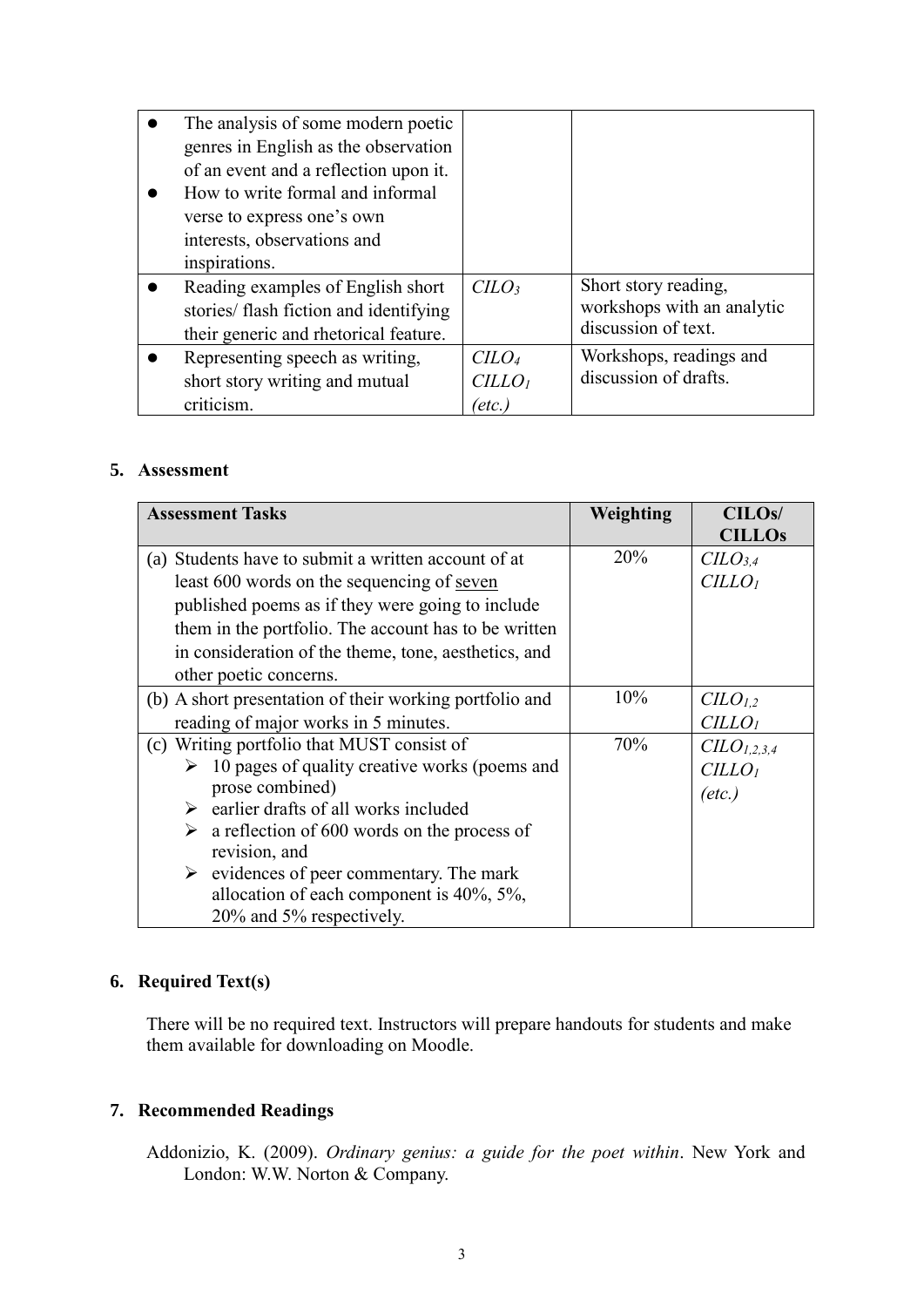| | | |
|---|---|---|
| • The analysis of some modern poetic genres in English as the observation of an event and a reflection upon it.<br>• How to write formal and informal verse to express one's own interests, observations and inspirations. | | |
| • Reading examples of English short stories/ flash fiction and identifying their generic and rhetorical feature. | $CILO_3$ | Short story reading, workshops with an analytic discussion of text. |
| • Representing speech as writing, short story writing and mutual criticism. | $CILO_4$<br>$CILLO_1$<br>*(etc.)* | Workshops, readings and discussion of drafts. |

## 5. Assessment

| Assessment Tasks | Weighting | CILOs/ CILLOs |
|---|---|---|
| (a) Students have to submit a written account of at least 600 words on the sequencing of seven published poems as if they were going to include them in the portfolio. The account has to be written in consideration of the theme, tone, aesthetics, and other poetic concerns. | 20% | $CILO_{3,4}$<br>$CILLO_1$ |
| (b) A short presentation of their working portfolio and reading of major works in 5 minutes. | 10% | $CILO_{1,2}$<br>$CILLO_1$ |
| (c) Writing portfolio that MUST consist of<br>➢ 10 pages of quality creative works (poems and prose combined)<br>➢ earlier drafts of all works included<br>➢ a reflection of 600 words on the process of revision, and<br>➢ evidences of peer commentary. The mark allocation of each component is 40%, 5%, 20% and 5% respectively. | 70% | $CILO_{1,2,3,4}$<br>$CILLO_1$<br>*(etc.)* |

## 6. Required Text(s)

There will be no required text. Instructors will prepare handouts for students and make them available for downloading on Moodle.

## 7. Recommended Readings

Addonizio, K. (2009). *Ordinary genius: a guide for the poet within*. New York and London: W.W. Norton & Company.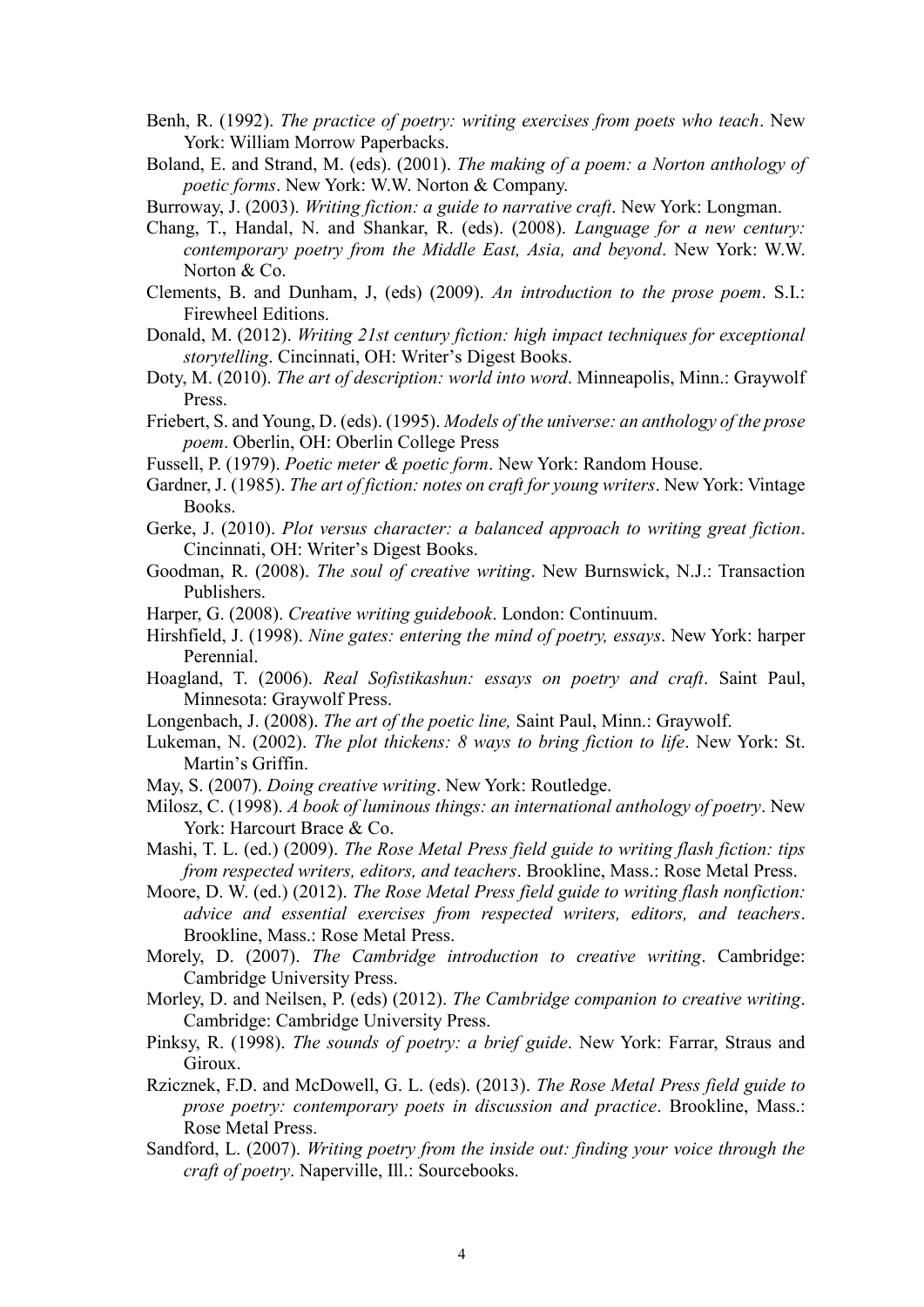Benh, R. (1992). *The practice of poetry: writing exercises from poets who teach*. New York: William Morrow Paperbacks.

Boland, E. and Strand, M. (eds). (2001). *The making of a poem: a Norton anthology of poetic forms*. New York: W.W. Norton & Company.

Burroway, J. (2003). *Writing fiction: a guide to narrative craft*. New York: Longman.

Chang, T., Handal, N. and Shankar, R. (eds). (2008). *Language for a new century: contemporary poetry from the Middle East, Asia, and beyond*. New York: W.W. Norton & Co.

Clements, B. and Dunham, J, (eds) (2009). *An introduction to the prose poem*. S.I.: Firewheel Editions.

Donald, M. (2012). *Writing 21st century fiction: high impact techniques for exceptional storytelling*. Cincinnati, OH: Writer's Digest Books.

Doty, M. (2010). *The art of description: world into word*. Minneapolis, Minn.: Graywolf Press.

Friebert, S. and Young, D. (eds). (1995). *Models of the universe: an anthology of the prose poem*. Oberlin, OH: Oberlin College Press

Fussell, P. (1979). *Poetic meter & poetic form*. New York: Random House.

Gardner, J. (1985). *The art of fiction: notes on craft for young writers*. New York: Vintage Books.

Gerke, J. (2010). *Plot versus character: a balanced approach to writing great fiction*. Cincinnati, OH: Writer's Digest Books.

Goodman, R. (2008). *The soul of creative writing*. New Burnswick, N.J.: Transaction Publishers.

Harper, G. (2008). *Creative writing guidebook*. London: Continuum.

Hirshfield, J. (1998). *Nine gates: entering the mind of poetry, essays*. New York: harper Perennial.

Hoagland, T. (2006). *Real Sofistikashun: essays on poetry and craft*. Saint Paul, Minnesota: Graywolf Press.

Longenbach, J. (2008). *The art of the poetic line,* Saint Paul, Minn.: Graywolf.

Lukeman, N. (2002). *The plot thickens: 8 ways to bring fiction to life*. New York: St. Martin's Griffin.

May, S. (2007). *Doing creative writing*. New York: Routledge.

Milosz, C. (1998). *A book of luminous things: an international anthology of poetry*. New York: Harcourt Brace & Co.

Mashi, T. L. (ed.) (2009). *The Rose Metal Press field guide to writing flash fiction: tips from respected writers, editors, and teachers*. Brookline, Mass.: Rose Metal Press.

Moore, D. W. (ed.) (2012). *The Rose Metal Press field guide to writing flash nonfiction: advice and essential exercises from respected writers, editors, and teachers*. Brookline, Mass.: Rose Metal Press.

Morely, D. (2007). *The Cambridge introduction to creative writing*. Cambridge: Cambridge University Press.

Morley, D. and Neilsen, P. (eds) (2012). *The Cambridge companion to creative writing*. Cambridge: Cambridge University Press.

Pinksy, R. (1998). *The sounds of poetry: a brief guide*. New York: Farrar, Straus and Giroux.

Rzicznek, F.D. and McDowell, G. L. (eds). (2013). *The Rose Metal Press field guide to prose poetry: contemporary poets in discussion and practice*. Brookline, Mass.: Rose Metal Press.

Sandford, L. (2007). *Writing poetry from the inside out: finding your voice through the craft of poetry*. Naperville, Ill.: Sourcebooks.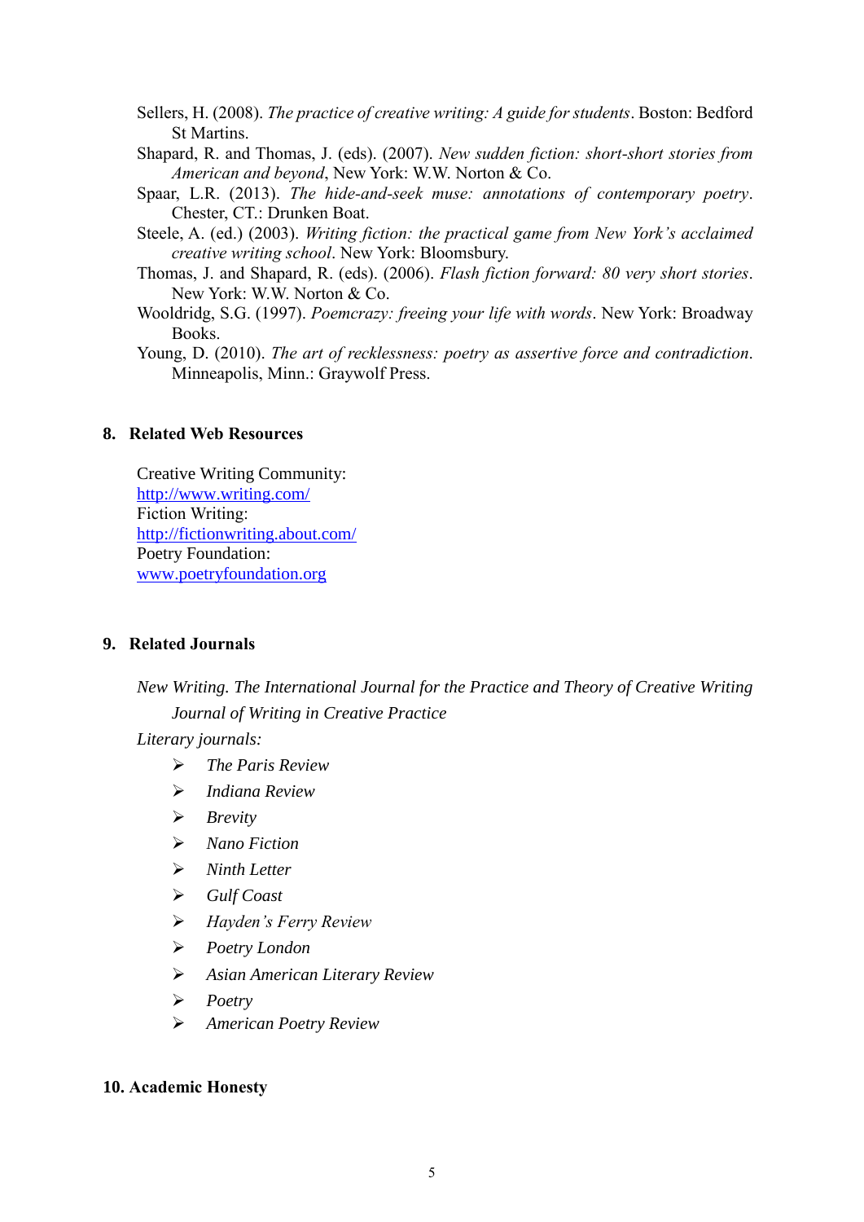Sellers, H. (2008). *The practice of creative writing: A guide for students*. Boston: Bedford St Martins.

Shapard, R. and Thomas, J. (eds). (2007). *New sudden fiction: short-short stories from American and beyond*, New York: W.W. Norton & Co.

Spaar, L.R. (2013). *The hide-and-seek muse: annotations of contemporary poetry*. Chester, CT.: Drunken Boat.

Steele, A. (ed.) (2003). *Writing fiction: the practical game from New York's acclaimed creative writing school*. New York: Bloomsbury.

Thomas, J. and Shapard, R. (eds). (2006). *Flash fiction forward: 80 very short stories*. New York: W.W. Norton & Co.

Wooldridg, S.G. (1997). *Poemcrazy: freeing your life with words*. New York: Broadway Books.

Young, D. (2010). *The art of recklessness: poetry as assertive force and contradiction*. Minneapolis, Minn.: Graywolf Press.

## 8. Related Web Resources

Creative Writing Community:
http://www.writing.com/
Fiction Writing:
http://fictionwriting.about.com/
Poetry Foundation:
www.poetryfoundation.org

## 9. Related Journals

*New Writing. The International Journal for the Practice and Theory of Creative Writing*

*Journal of Writing in Creative Practice*

*Literary journals:*

- *The Paris Review*
- *Indiana Review*
- *Brevity*
- *Nano Fiction*
- *Ninth Letter*
- *Gulf Coast*
- *Hayden's Ferry Review*
- *Poetry London*
- *Asian American Literary Review*
- *Poetry*
- *American Poetry Review*

## 10. Academic Honesty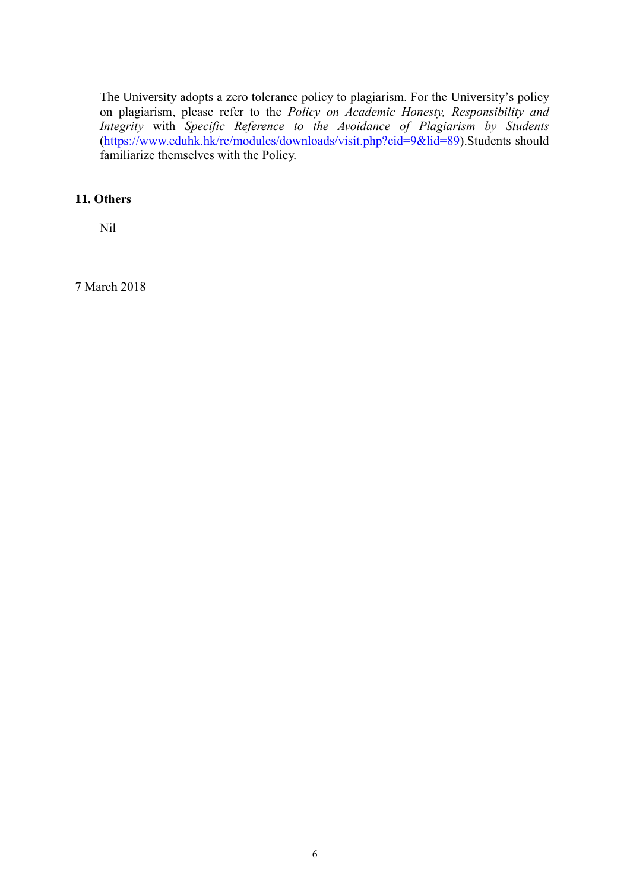The University adopts a zero tolerance policy to plagiarism. For the University's policy on plagiarism, please refer to the *Policy on Academic Honesty, Responsibility and Integrity* with *Specific Reference to the Avoidance of Plagiarism by Students* (https://www.eduhk.hk/re/modules/downloads/visit.php?cid=9&lid=89).Students should familiarize themselves with the Policy.

## 11. Others

Nil

7 March 2018